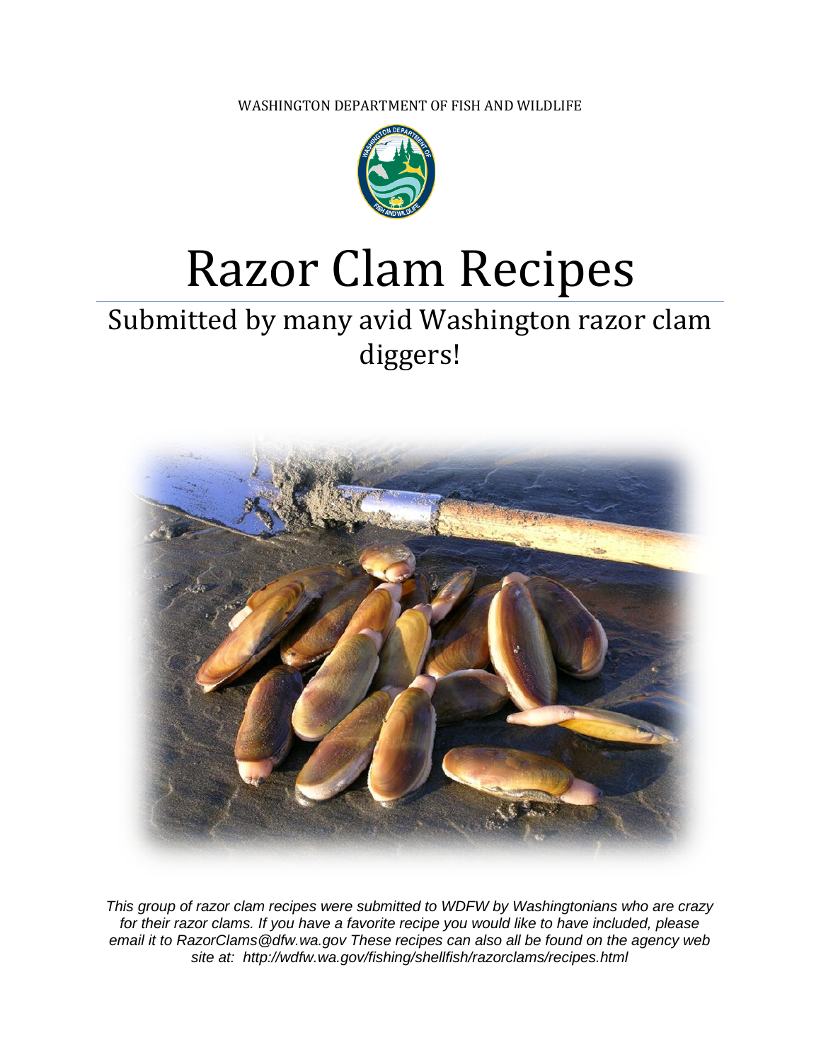WASHINGTON DEPARTMENT OF FISH AND WILDLIFE

# Razor Clam Recipes

## Submitted by many avid Washington razor clam diggers!

*This group of razor clam recipes were submitted to WDFW by Washingtonians who are crazy for their razor clams. If you have a favorite recipe you would like to have included, please email it to RazorClams@dfw.wa.gov These recipes can also all be found on the agency web site at: http://wdfw.wa.gov/fishing/shellfish/razorclams/recipes.html*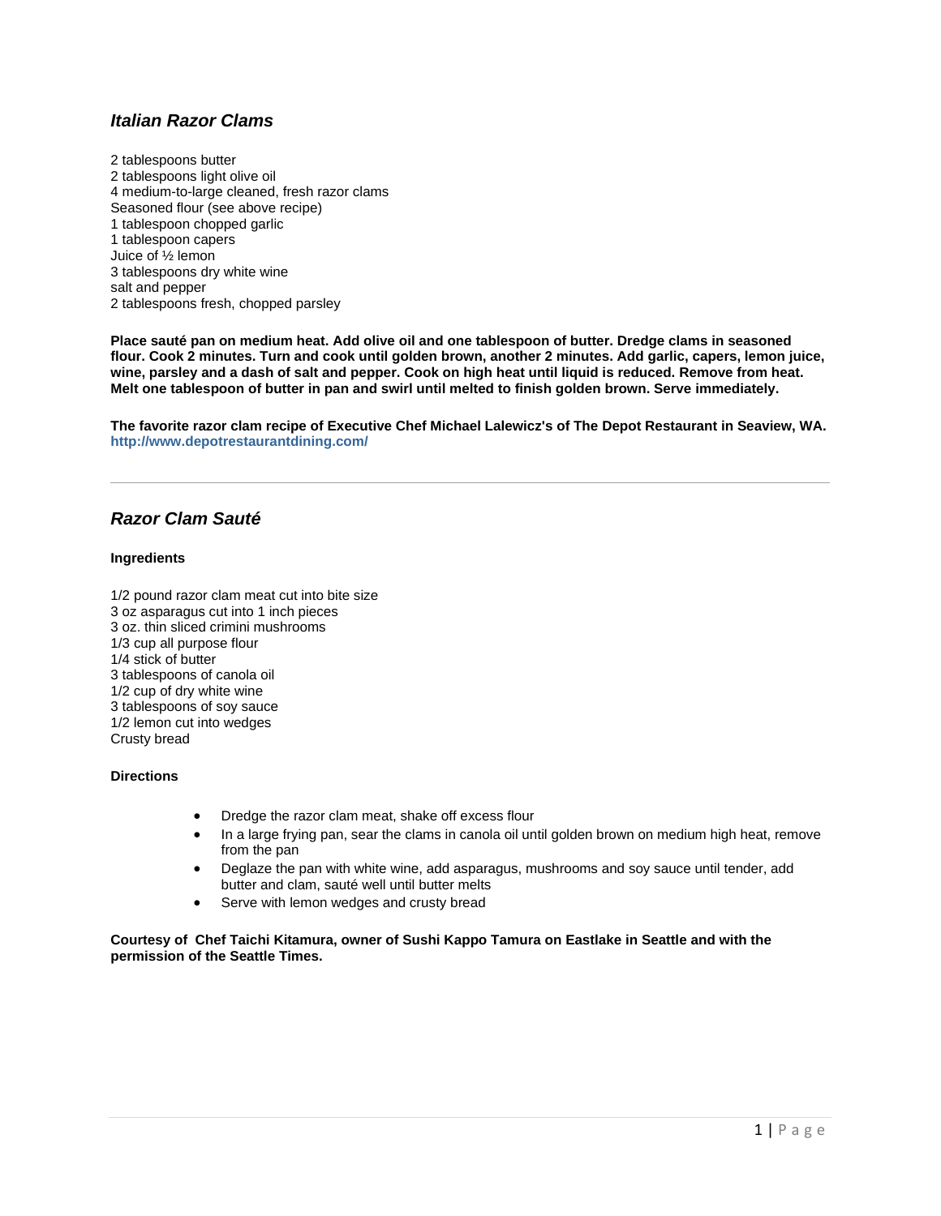## *Italian Razor Clams*

2 tablespoons butter
2 tablespoons light olive oil
4 medium-to-large cleaned, fresh razor clams
Seasoned flour (see above recipe)
1 tablespoon chopped garlic
1 tablespoon capers
Juice of ½ lemon
3 tablespoons dry white wine
salt and pepper
2 tablespoons fresh, chopped parsley

**Place sauté pan on medium heat. Add olive oil and one tablespoon of butter. Dredge clams in seasoned flour. Cook 2 minutes. Turn and cook until golden brown, another 2 minutes. Add garlic, capers, lemon juice, wine, parsley and a dash of salt and pepper. Cook on high heat until liquid is reduced. Remove from heat. Melt one tablespoon of butter in pan and swirl until melted to finish golden brown. Serve immediately.**

**The favorite razor clam recipe of Executive Chef Michael Lalewicz's of The Depot Restaurant in Seaview, WA.**
**http://www.depotrestaurantdining.com/**

---

## *Razor Clam Sauté*

**Ingredients**

1/2 pound razor clam meat cut into bite size
3 oz asparagus cut into 1 inch pieces
3 oz. thin sliced crimini mushrooms
1/3 cup all purpose flour
1/4 stick of butter
3 tablespoons of canola oil
1/2 cup of dry white wine
3 tablespoons of soy sauce
1/2 lemon cut into wedges
Crusty bread

**Directions**

- Dredge the razor clam meat, shake off excess flour
- In a large frying pan, sear the clams in canola oil until golden brown on medium high heat, remove from the pan
- Deglaze the pan with white wine, add asparagus, mushrooms and soy sauce until tender, add butter and clam, sauté well until butter melts
- Serve with lemon wedges and crusty bread

**Courtesy of Chef Taichi Kitamura, owner of Sushi Kappo Tamura on Eastlake in Seattle and with the permission of the Seattle Times.**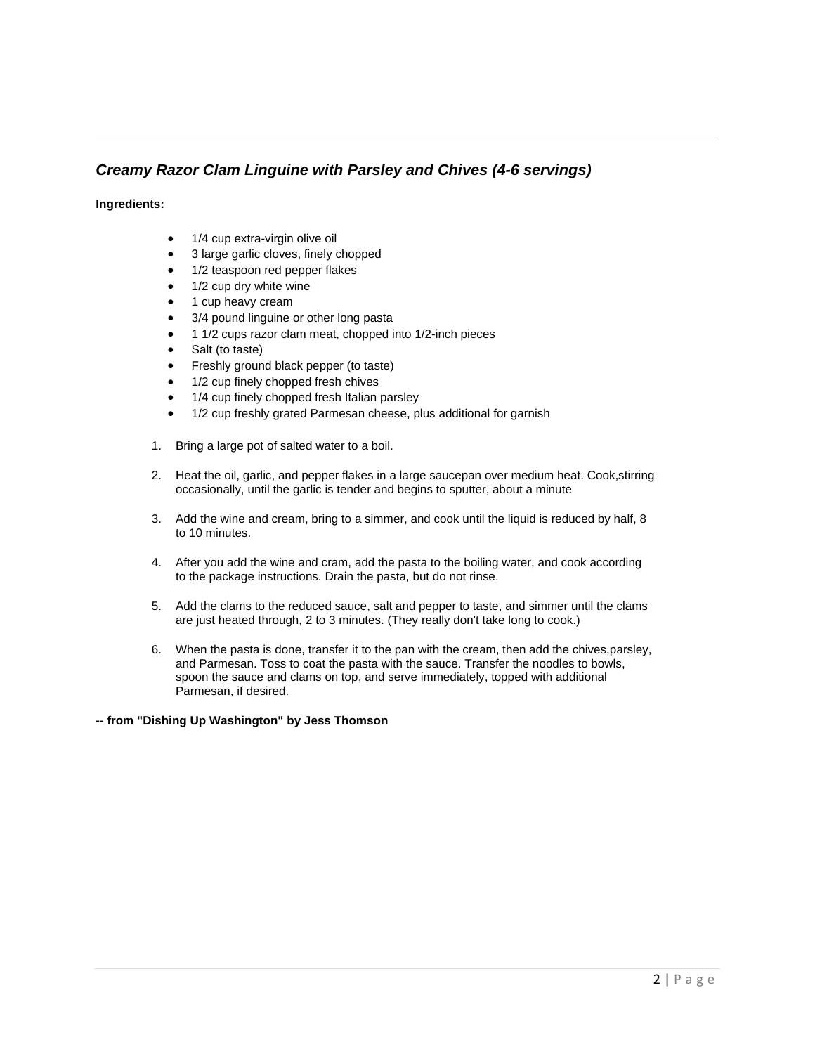## *Creamy Razor Clam Linguine with Parsley and Chives (4-6 servings)*

**Ingredients:**

- 1/4 cup extra-virgin olive oil
- 3 large garlic cloves, finely chopped
- 1/2 teaspoon red pepper flakes
- 1/2 cup dry white wine
- 1 cup heavy cream
- 3/4 pound linguine or other long pasta
- 1 1/2 cups razor clam meat, chopped into 1/2-inch pieces
- Salt (to taste)
- Freshly ground black pepper (to taste)
- 1/2 cup finely chopped fresh chives
- 1/4 cup finely chopped fresh Italian parsley
- 1/2 cup freshly grated Parmesan cheese, plus additional for garnish

1. Bring a large pot of salted water to a boil.

2. Heat the oil, garlic, and pepper flakes in a large saucepan over medium heat. Cook,stirring occasionally, until the garlic is tender and begins to sputter, about a minute

3. Add the wine and cream, bring to a simmer, and cook until the liquid is reduced by half, 8 to 10 minutes.

4. After you add the wine and cram, add the pasta to the boiling water, and cook according to the package instructions. Drain the pasta, but do not rinse.

5. Add the clams to the reduced sauce, salt and pepper to taste, and simmer until the clams are just heated through, 2 to 3 minutes. (They really don't take long to cook.)

6. When the pasta is done, transfer it to the pan with the cream, then add the chives,parsley, and Parmesan. Toss to coat the pasta with the sauce. Transfer the noodles to bowls, spoon the sauce and clams on top, and serve immediately, topped with additional Parmesan, if desired.

**-- from "Dishing Up Washington" by Jess Thomson**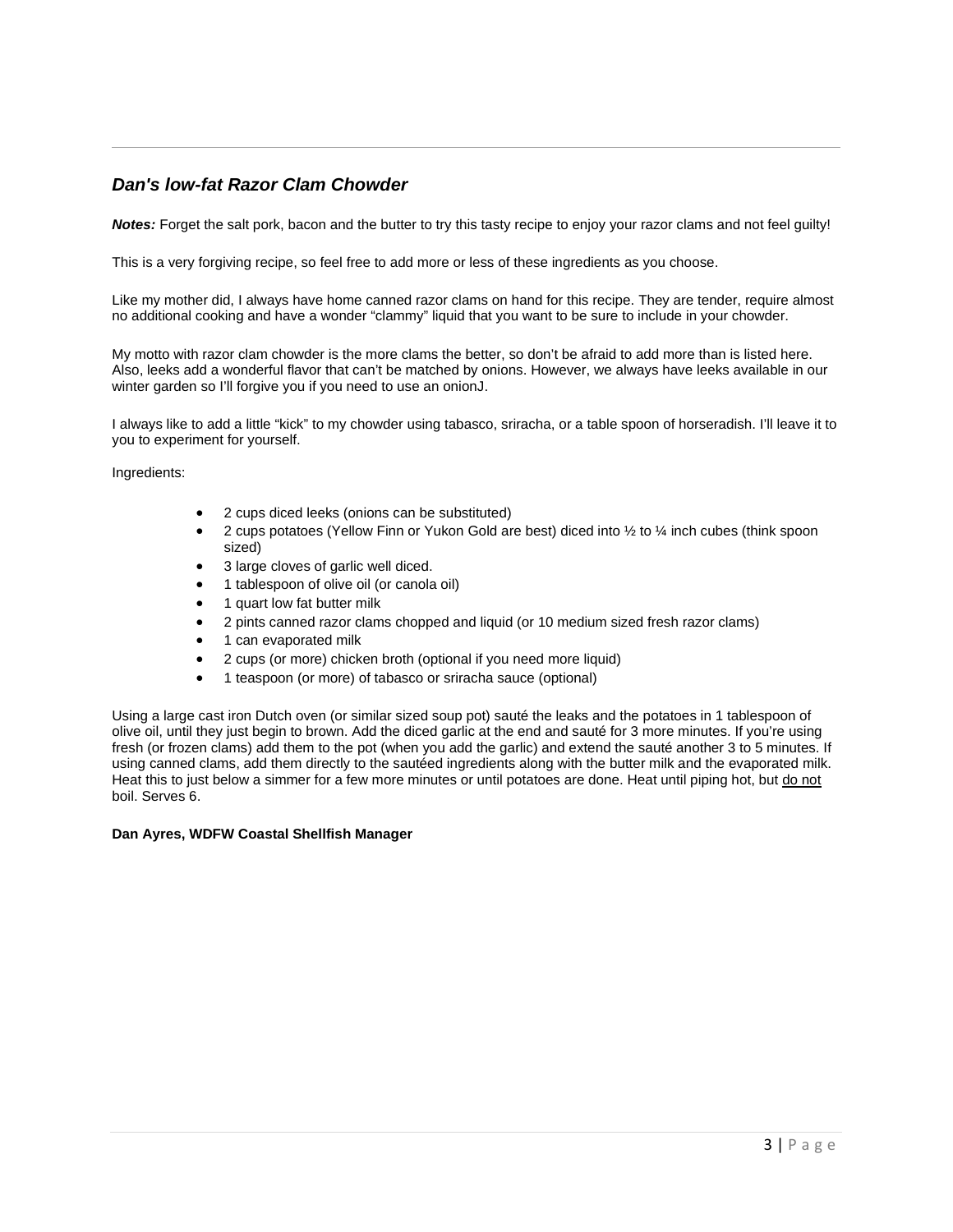## *Dan's low-fat Razor Clam Chowder*

***Notes:*** Forget the salt pork, bacon and the butter to try this tasty recipe to enjoy your razor clams and not feel guilty!

This is a very forgiving recipe, so feel free to add more or less of these ingredients as you choose.

Like my mother did, I always have home canned razor clams on hand for this recipe. They are tender, require almost no additional cooking and have a wonder "clammy" liquid that you want to be sure to include in your chowder.

My motto with razor clam chowder is the more clams the better, so don't be afraid to add more than is listed here. Also, leeks add a wonderful flavor that can't be matched by onions. However, we always have leeks available in our winter garden so I'll forgive you if you need to use an onionJ.

I always like to add a little "kick" to my chowder using tabasco, sriracha, or a table spoon of horseradish. I'll leave it to you to experiment for yourself.

Ingredients:

- 2 cups diced leeks (onions can be substituted)
- 2 cups potatoes (Yellow Finn or Yukon Gold are best) diced into ½ to ¼ inch cubes (think spoon sized)
- 3 large cloves of garlic well diced.
- 1 tablespoon of olive oil (or canola oil)
- 1 quart low fat butter milk
- 2 pints canned razor clams chopped and liquid (or 10 medium sized fresh razor clams)
- 1 can evaporated milk
- 2 cups (or more) chicken broth (optional if you need more liquid)
- 1 teaspoon (or more) of tabasco or sriracha sauce (optional)

Using a large cast iron Dutch oven (or similar sized soup pot) sauté the leaks and the potatoes in 1 tablespoon of olive oil, until they just begin to brown. Add the diced garlic at the end and sauté for 3 more minutes. If you're using fresh (or frozen clams) add them to the pot (when you add the garlic) and extend the sauté another 3 to 5 minutes. If using canned clams, add them directly to the sautéed ingredients along with the butter milk and the evaporated milk. Heat this to just below a simmer for a few more minutes or until potatoes are done. Heat until piping hot, but <u>do not</u> boil. Serves 6.

**Dan Ayres, WDFW Coastal Shellfish Manager**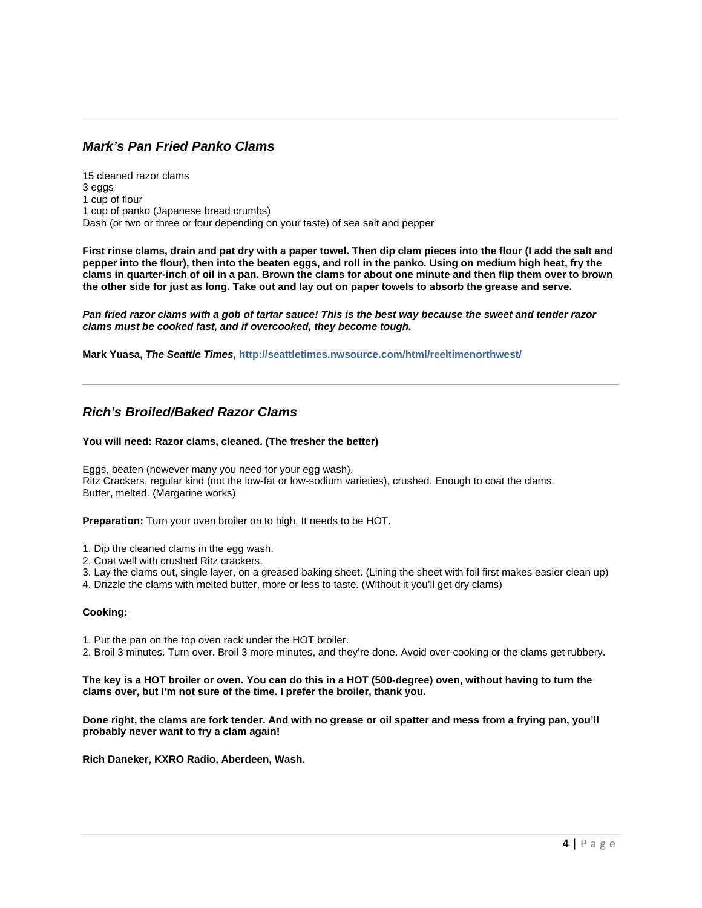## *Mark's Pan Fried Panko Clams*

15 cleaned razor clams
3 eggs
1 cup of flour
1 cup of panko (Japanese bread crumbs)
Dash (or two or three or four depending on your taste) of sea salt and pepper

**First rinse clams, drain and pat dry with a paper towel. Then dip clam pieces into the flour (I add the salt and pepper into the flour), then into the beaten eggs, and roll in the panko. Using on medium high heat, fry the clams in quarter-inch of oil in a pan. Brown the clams for about one minute and then flip them over to brown the other side for just as long. Take out and lay out on paper towels to absorb the grease and serve.**

***Pan fried razor clams with a gob of tartar sauce! This is the best way because the sweet and tender razor clams must be cooked fast, and if overcooked, they become tough.***

**Mark Yuasa, *The Seattle Times*, http://seattletimes.nwsource.com/html/reeltimenorthwest/**

---

## *Rich's Broiled/Baked Razor Clams*

**You will need: Razor clams, cleaned. (The fresher the better)**

Eggs, beaten (however many you need for your egg wash).
Ritz Crackers, regular kind (not the low-fat or low-sodium varieties), crushed. Enough to coat the clams.
Butter, melted. (Margarine works)

**Preparation:** Turn your oven broiler on to high. It needs to be HOT.

1. Dip the cleaned clams in the egg wash.
2. Coat well with crushed Ritz crackers.
3. Lay the clams out, single layer, on a greased baking sheet. (Lining the sheet with foil first makes easier clean up)
4. Drizzle the clams with melted butter, more or less to taste. (Without it you'll get dry clams)

**Cooking:**

1. Put the pan on the top oven rack under the HOT broiler.
2. Broil 3 minutes. Turn over. Broil 3 more minutes, and they're done. Avoid over-cooking or the clams get rubbery.

**The key is a HOT broiler or oven. You can do this in a HOT (500-degree) oven, without having to turn the clams over, but I'm not sure of the time. I prefer the broiler, thank you.**

**Done right, the clams are fork tender. And with no grease or oil spatter and mess from a frying pan, you'll probably never want to fry a clam again!**

**Rich Daneker, KXRO Radio, Aberdeen, Wash.**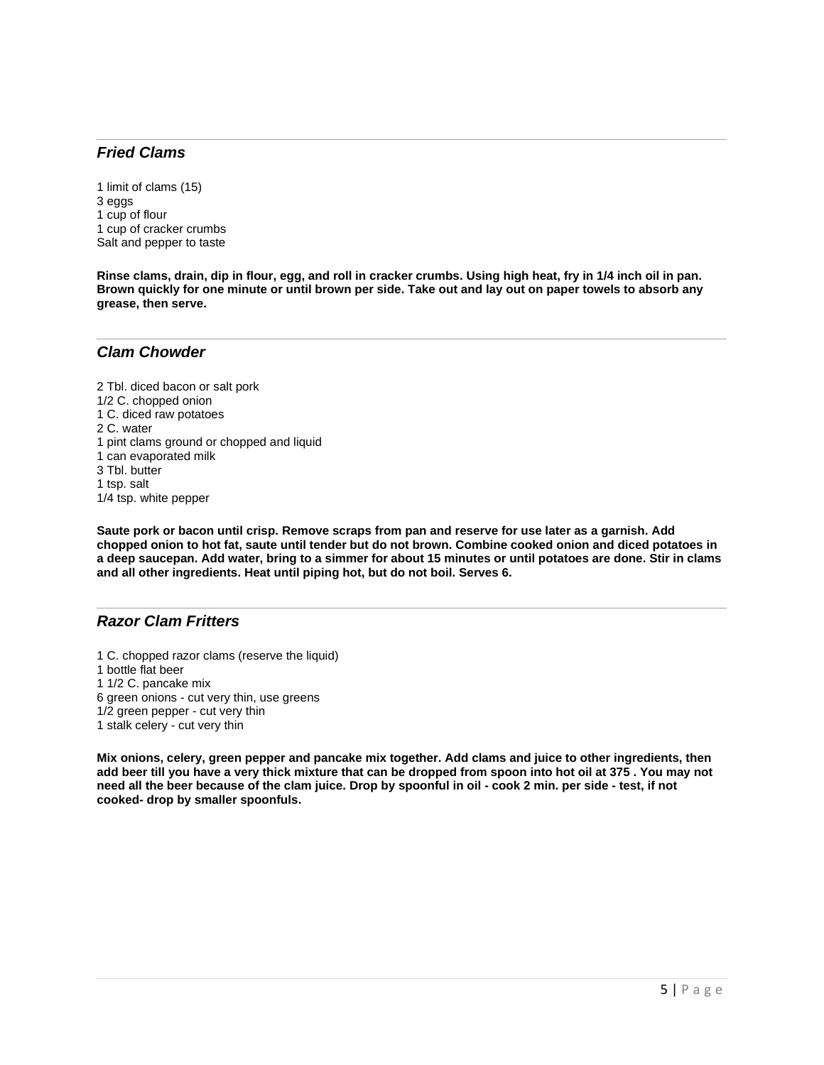---

## *Fried Clams*

1 limit of clams (15)
3 eggs
1 cup of flour
1 cup of cracker crumbs
Salt and pepper to taste

**Rinse clams, drain, dip in flour, egg, and roll in cracker crumbs. Using high heat, fry in 1/4 inch oil in pan. Brown quickly for one minute or until brown per side. Take out and lay out on paper towels to absorb any grease, then serve.**

---

## *Clam Chowder*

2 Tbl. diced bacon or salt pork
1/2 C. chopped onion
1 C. diced raw potatoes
2 C. water
1 pint clams ground or chopped and liquid
1 can evaporated milk
3 Tbl. butter
1 tsp. salt
1/4 tsp. white pepper

**Saute pork or bacon until crisp. Remove scraps from pan and reserve for use later as a garnish. Add chopped onion to hot fat, saute until tender but do not brown. Combine cooked onion and diced potatoes in a deep saucepan. Add water, bring to a simmer for about 15 minutes or until potatoes are done. Stir in clams and all other ingredients. Heat until piping hot, but do not boil. Serves 6.**

---

## *Razor Clam Fritters*

1 C. chopped razor clams (reserve the liquid)
1 bottle flat beer
1 1/2 C. pancake mix
6 green onions - cut very thin, use greens
1/2 green pepper - cut very thin
1 stalk celery - cut very thin

**Mix onions, celery, green pepper and pancake mix together. Add clams and juice to other ingredients, then add beer till you have a very thick mixture that can be dropped from spoon into hot oil at 375 . You may not need all the beer because of the clam juice. Drop by spoonful in oil - cook 2 min. per side - test, if not cooked- drop by smaller spoonfuls.**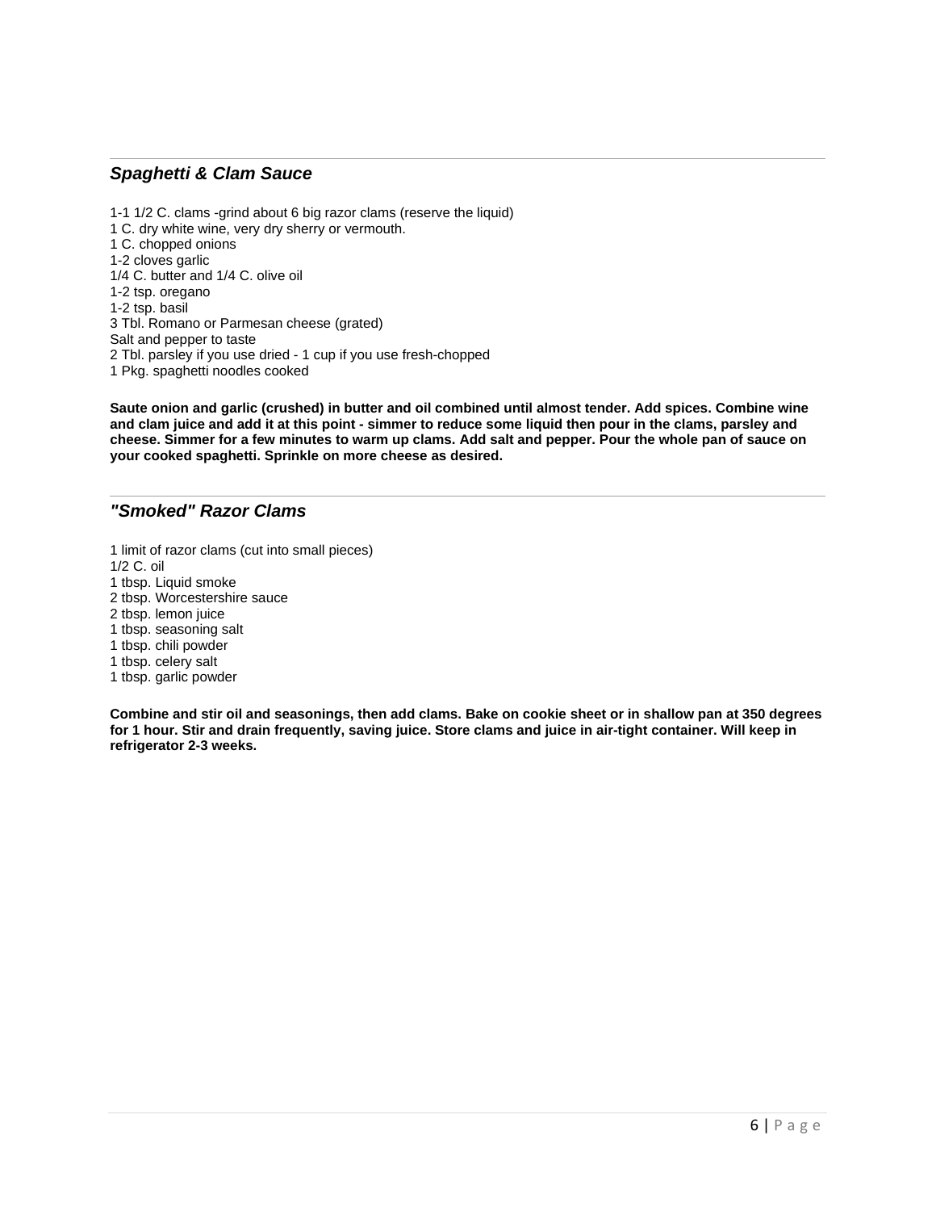## *Spaghetti & Clam Sauce*

1-1 1/2 C. clams -grind about 6 big razor clams (reserve the liquid)
1 C. dry white wine, very dry sherry or vermouth.
1 C. chopped onions
1-2 cloves garlic
1/4 C. butter and 1/4 C. olive oil
1-2 tsp. oregano
1-2 tsp. basil
3 Tbl. Romano or Parmesan cheese (grated)
Salt and pepper to taste
2 Tbl. parsley if you use dried - 1 cup if you use fresh-chopped
1 Pkg. spaghetti noodles cooked

**Saute onion and garlic (crushed) in butter and oil combined until almost tender. Add spices. Combine wine and clam juice and add it at this point - simmer to reduce some liquid then pour in the clams, parsley and cheese. Simmer for a few minutes to warm up clams. Add salt and pepper. Pour the whole pan of sauce on your cooked spaghetti. Sprinkle on more cheese as desired.**

## *"Smoked" Razor Clams*

1 limit of razor clams (cut into small pieces)
1/2 C. oil
1 tbsp. Liquid smoke
2 tbsp. Worcestershire sauce
2 tbsp. lemon juice
1 tbsp. seasoning salt
1 tbsp. chili powder
1 tbsp. celery salt
1 tbsp. garlic powder

**Combine and stir oil and seasonings, then add clams. Bake on cookie sheet or in shallow pan at 350 degrees for 1 hour. Stir and drain frequently, saving juice. Store clams and juice in air-tight container. Will keep in refrigerator 2-3 weeks.**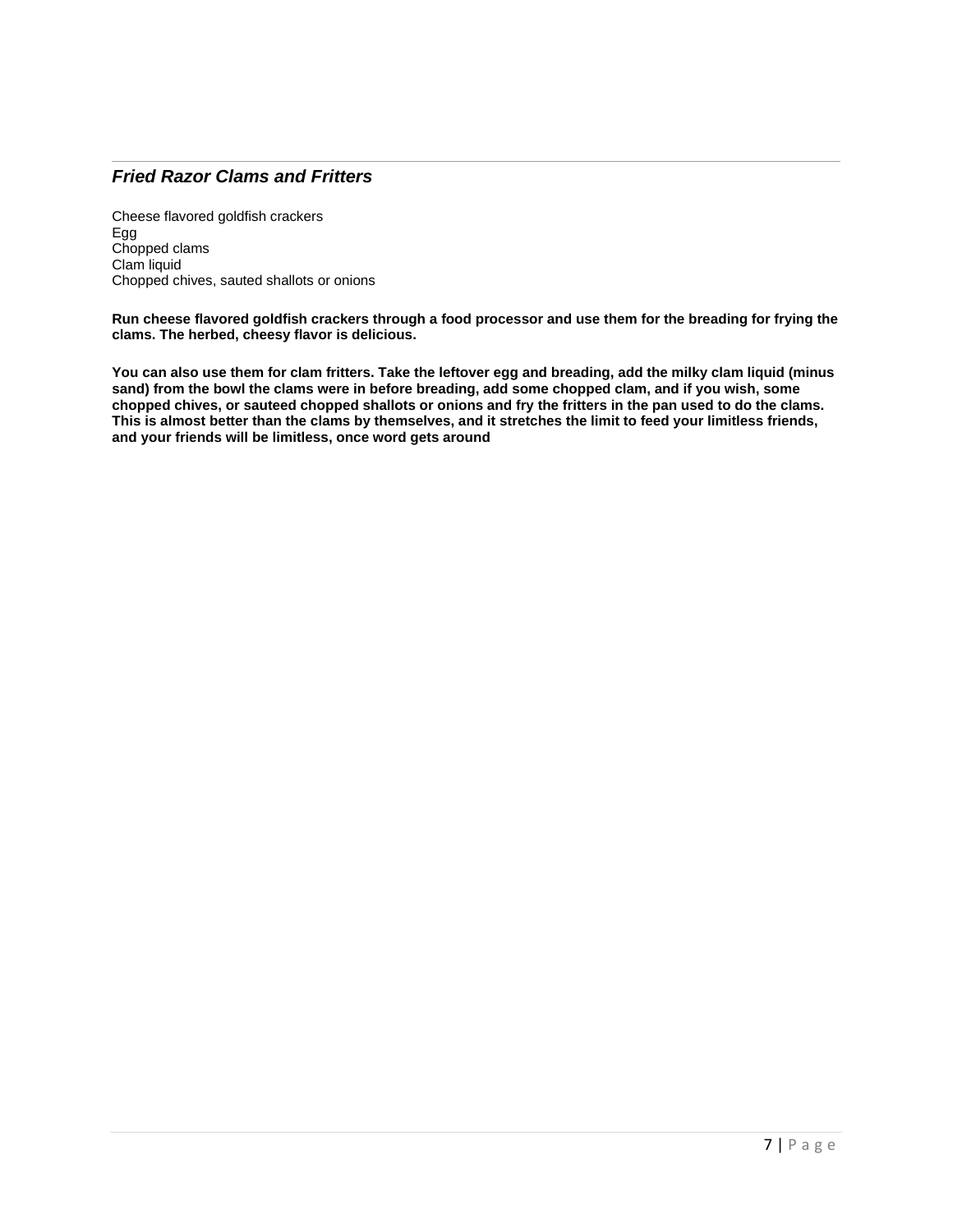## *Fried Razor Clams and Fritters*

Cheese flavored goldfish crackers
Egg
Chopped clams
Clam liquid
Chopped chives, sauted shallots or onions

**Run cheese flavored goldfish crackers through a food processor and use them for the breading for frying the clams. The herbed, cheesy flavor is delicious.**

**You can also use them for clam fritters. Take the leftover egg and breading, add the milky clam liquid (minus sand) from the bowl the clams were in before breading, add some chopped clam, and if you wish, some chopped chives, or sauteed chopped shallots or onions and fry the fritters in the pan used to do the clams. This is almost better than the clams by themselves, and it stretches the limit to feed your limitless friends, and your friends will be limitless, once word gets around**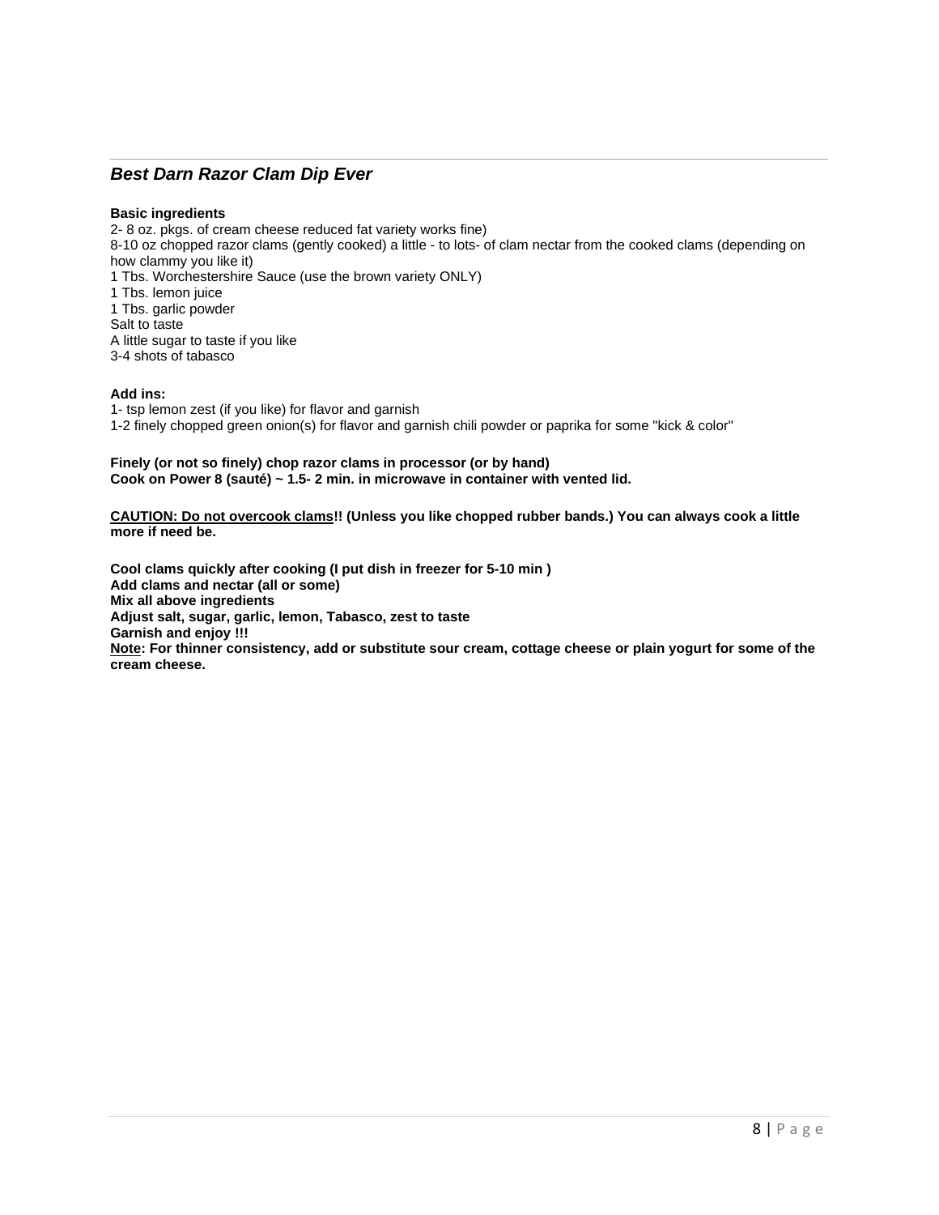## ***Best Darn Razor Clam Dip Ever***

**Basic ingredients**

2- 8 oz. pkgs. of cream cheese reduced fat variety works fine)
8-10 oz chopped razor clams (gently cooked) a little - to lots- of clam nectar from the cooked clams (depending on how clammy you like it)
1 Tbs. Worchestershire Sauce (use the brown variety ONLY)
1 Tbs. lemon juice
1 Tbs. garlic powder
Salt to taste
A little sugar to taste if you like
3-4 shots of tabasco

**Add ins:**

1- tsp lemon zest (if you like) for flavor and garnish
1-2 finely chopped green onion(s) for flavor and garnish chili powder or paprika for some "kick & color"

**Finely (or not so finely) chop razor clams in processor (or by hand)**
**Cook on Power 8 (sauté) ~ 1.5- 2 min. in microwave in container with vented lid.**

**<u>CAUTION: Do not overcook clams</u>!! (Unless you like chopped rubber bands.) You can always cook a little more if need be.**

**Cool clams quickly after cooking (I put dish in freezer for 5-10 min )**
**Add clams and nectar (all or some)**
**Mix all above ingredients**
**Adjust salt, sugar, garlic, lemon, Tabasco, zest to taste**
**Garnish and enjoy !!!**
**<u>Note</u>: For thinner consistency, add or substitute sour cream, cottage cheese or plain yogurt for some of the cream cheese.**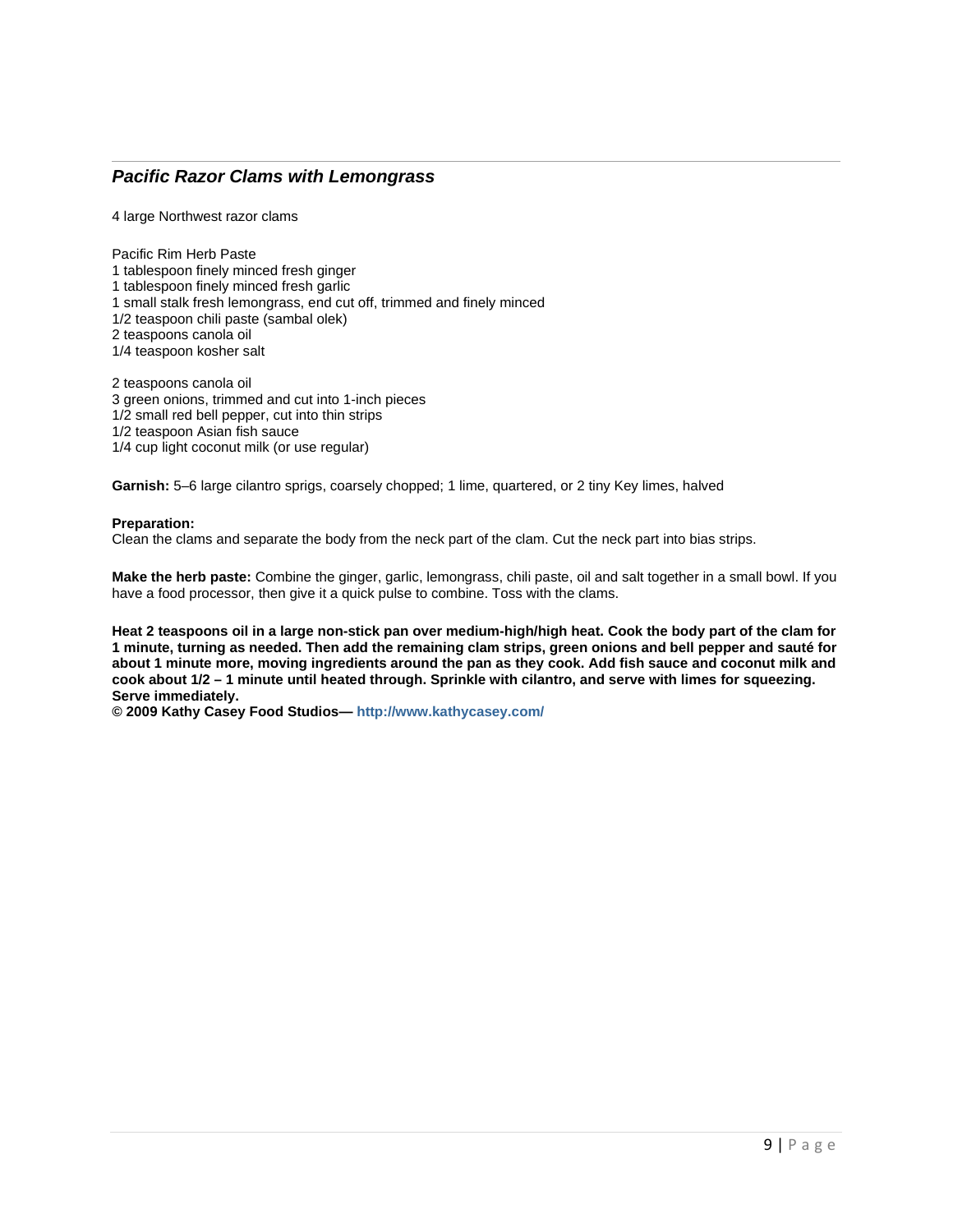## *Pacific Razor Clams with Lemongrass*

4 large Northwest razor clams

Pacific Rim Herb Paste
1 tablespoon finely minced fresh ginger
1 tablespoon finely minced fresh garlic
1 small stalk fresh lemongrass, end cut off, trimmed and finely minced
1/2 teaspoon chili paste (sambal olek)
2 teaspoons canola oil
1/4 teaspoon kosher salt

2 teaspoons canola oil
3 green onions, trimmed and cut into 1-inch pieces
1/2 small red bell pepper, cut into thin strips
1/2 teaspoon Asian fish sauce
1/4 cup light coconut milk (or use regular)

**Garnish:** 5–6 large cilantro sprigs, coarsely chopped; 1 lime, quartered, or 2 tiny Key limes, halved

**Preparation:**
Clean the clams and separate the body from the neck part of the clam. Cut the neck part into bias strips.

**Make the herb paste:** Combine the ginger, garlic, lemongrass, chili paste, oil and salt together in a small bowl. If you have a food processor, then give it a quick pulse to combine. Toss with the clams.

**Heat 2 teaspoons oil in a large non-stick pan over medium-high/high heat. Cook the body part of the clam for 1 minute, turning as needed. Then add the remaining clam strips, green onions and bell pepper and sauté for about 1 minute more, moving ingredients around the pan as they cook. Add fish sauce and coconut milk and cook about 1/2 – 1 minute until heated through. Sprinkle with cilantro, and serve with limes for squeezing. Serve immediately.**
**© 2009 Kathy Casey Food Studios— http://www.kathycasey.com/**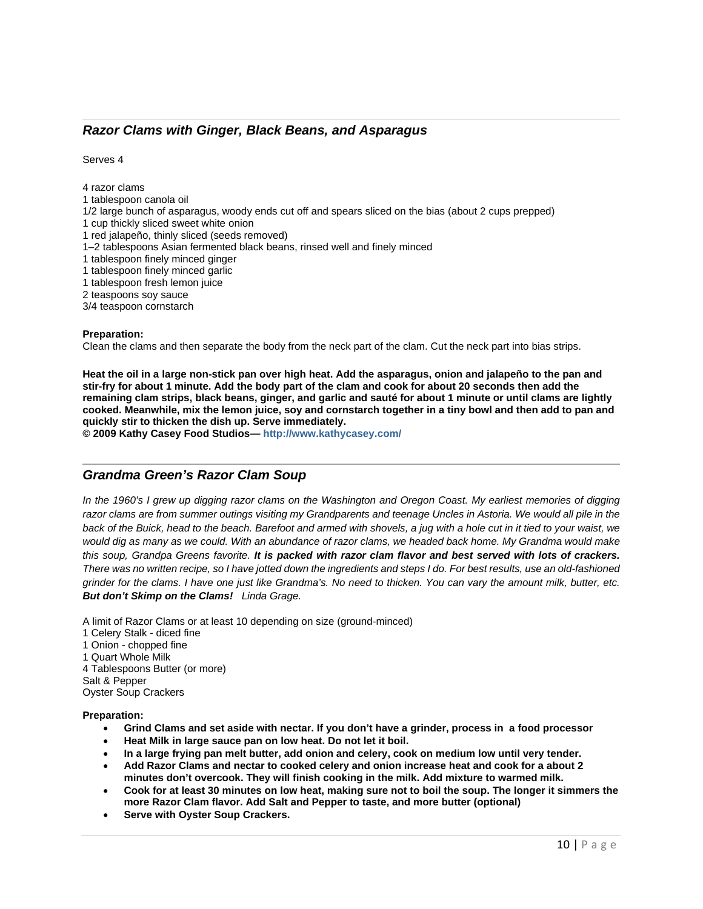## *Razor Clams with Ginger, Black Beans, and Asparagus*

Serves 4

4 razor clams
1 tablespoon canola oil
1/2 large bunch of asparagus, woody ends cut off and spears sliced on the bias (about 2 cups prepped)
1 cup thickly sliced sweet white onion
1 red jalapeño, thinly sliced (seeds removed)
1–2 tablespoons Asian fermented black beans, rinsed well and finely minced
1 tablespoon finely minced ginger
1 tablespoon finely minced garlic
1 tablespoon fresh lemon juice
2 teaspoons soy sauce
3/4 teaspoon cornstarch

**Preparation:**
Clean the clams and then separate the body from the neck part of the clam. Cut the neck part into bias strips.

**Heat the oil in a large non-stick pan over high heat. Add the asparagus, onion and jalapeño to the pan and stir-fry for about 1 minute. Add the body part of the clam and cook for about 20 seconds then add the remaining clam strips, black beans, ginger, and garlic and sauté for about 1 minute or until clams are lightly cooked. Meanwhile, mix the lemon juice, soy and cornstarch together in a tiny bowl and then add to pan and quickly stir to thicken the dish up. Serve immediately.**
**© 2009 Kathy Casey Food Studios— http://www.kathycasey.com/**

## *Grandma Green's Razor Clam Soup*

*In the 1960's I grew up digging razor clams on the Washington and Oregon Coast. My earliest memories of digging razor clams are from summer outings visiting my Grandparents and teenage Uncles in Astoria. We would all pile in the back of the Buick, head to the beach. Barefoot and armed with shovels, a jug with a hole cut in it tied to your waist, we would dig as many as we could. With an abundance of razor clams, we headed back home. My Grandma would make this soup, Grandpa Greens favorite.* ***It is packed with razor clam flavor and best served with lots of crackers.*** *There was no written recipe, so I have jotted down the ingredients and steps I do. For best results, use an old-fashioned grinder for the clams. I have one just like Grandma's. No need to thicken. You can vary the amount milk, butter, etc.* ***But don't Skimp on the Clams!*** *Linda Grage.*

A limit of Razor Clams or at least 10 depending on size (ground-minced)
1 Celery Stalk - diced fine
1 Onion - chopped fine
1 Quart Whole Milk
4 Tablespoons Butter (or more)
Salt & Pepper
Oyster Soup Crackers

**Preparation:**

- **Grind Clams and set aside with nectar. If you don't have a grinder, process in a food processor**
- **Heat Milk in large sauce pan on low heat. Do not let it boil.**
- **In a large frying pan melt butter, add onion and celery, cook on medium low until very tender.**
- **Add Razor Clams and nectar to cooked celery and onion increase heat and cook for a about 2 minutes don't overcook. They will finish cooking in the milk. Add mixture to warmed milk.**
- **Cook for at least 30 minutes on low heat, making sure not to boil the soup. The longer it simmers the more Razor Clam flavor. Add Salt and Pepper to taste, and more butter (optional)**
- **Serve with Oyster Soup Crackers.**